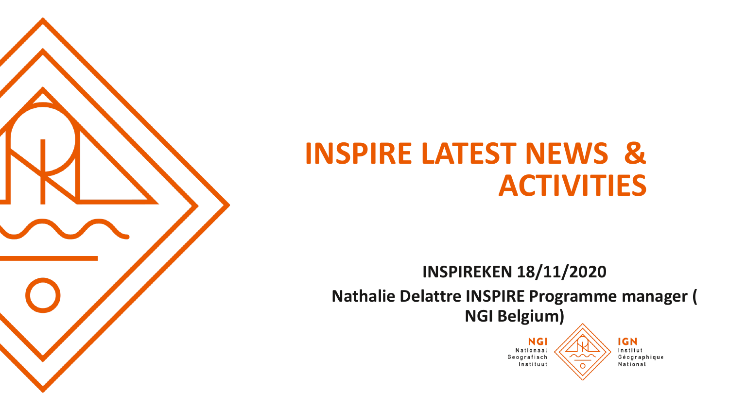# INSPIRE LATEST NEWS & ACTIVITIES

**INSPIREKEN 18/11/2020**

**Nathalie Delattre INSPIRE Programme manager ( NGI Belgium)**

NGI
Nationaal
Geografisch
Instituut

IGN
Institut
Géographique
National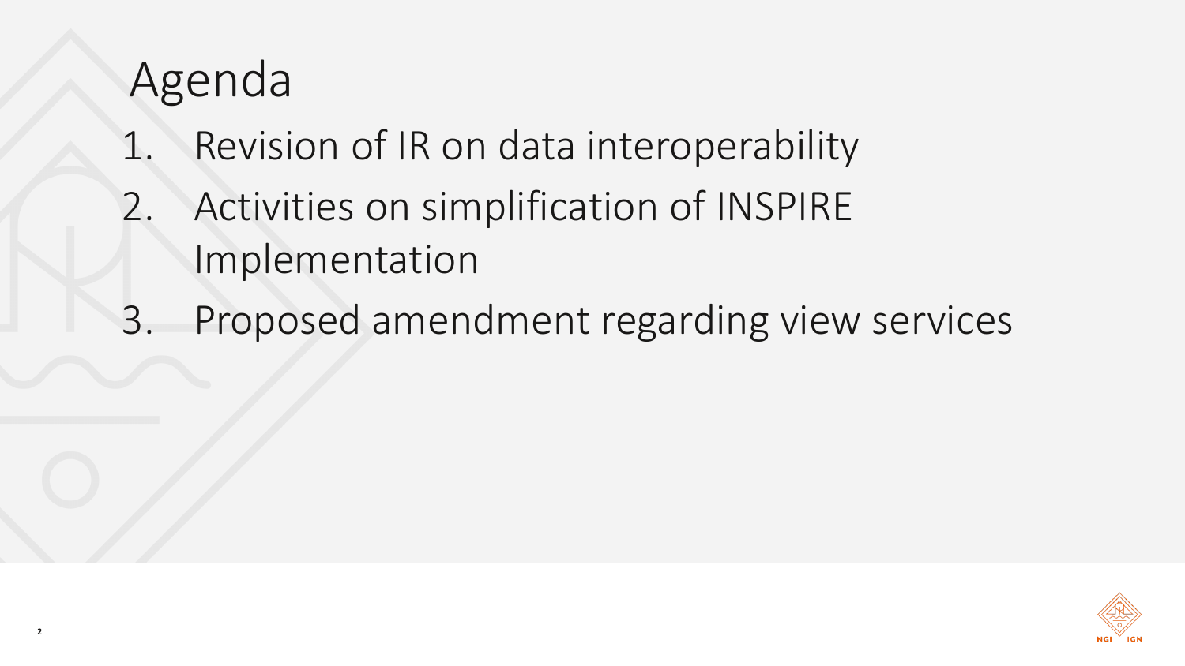# Agenda

1. Revision of IR on data interoperability
2. Activities on simplification of INSPIRE Implementation
3. Proposed amendment regarding view services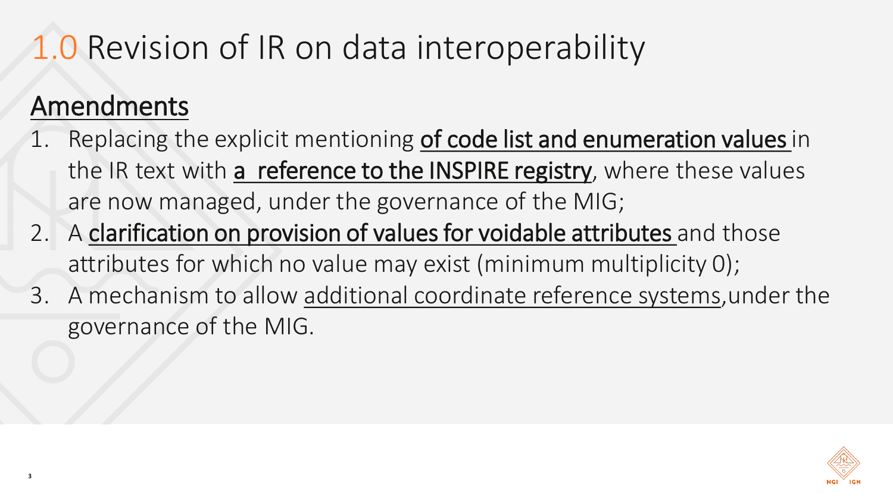# 1.0 Revision of IR on data interoperability

## Amendments

1. Replacing the explicit mentioning **of code list and enumeration values** in the IR text with **a reference to the INSPIRE registry**, where these values are now managed, under the governance of the MIG;
2. A **clarification on provision of values for voidable attributes** and those attributes for which no value may exist (minimum multiplicity 0);
3. A mechanism to allow additional coordinate reference systems,under the governance of the MIG.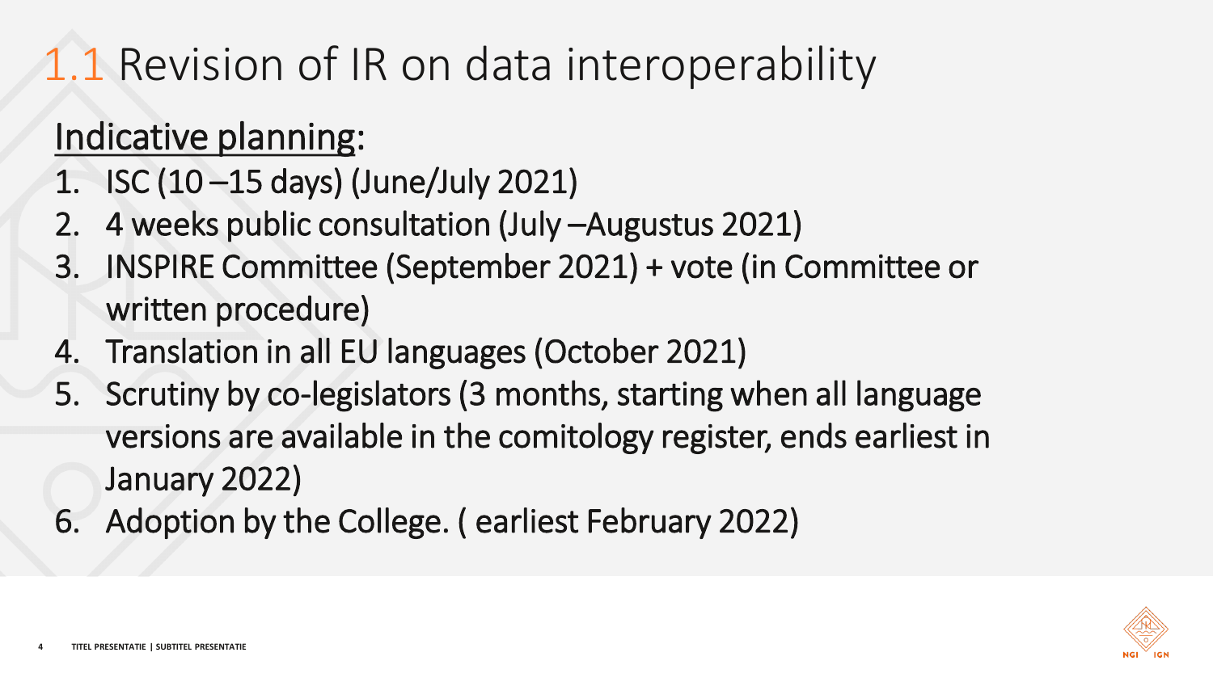# 1.1 Revision of IR on data interoperability

Indicative planning:

1. ISC (10 –15 days) (June/July 2021)
2. 4 weeks public consultation (July –Augustus 2021)
3. INSPIRE Committee (September 2021) + vote (in Committee or written procedure)
4. Translation in all EU languages (October 2021)
5. Scrutiny by co-legislators (3 months, starting when all language versions are available in the comitology register, ends earliest in January 2022)
6. Adoption by the College. ( earliest February 2022)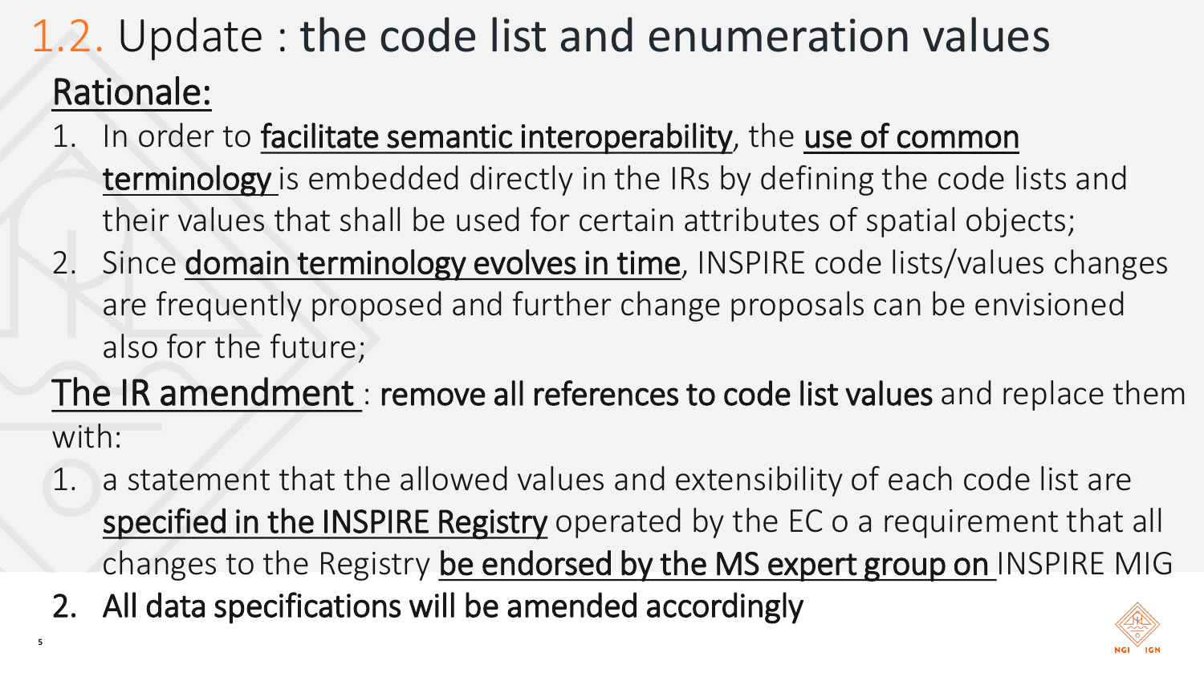# 1.2. Update : the code list and enumeration values

## Rationale:

1. In order to facilitate semantic interoperability, the use of common terminology is embedded directly in the IRs by defining the code lists and their values that shall be used for certain attributes of spatial objects;
2. Since domain terminology evolves in time, INSPIRE code lists/values changes are frequently proposed and further change proposals can be envisioned also for the future;

The IR amendment : **remove all references to code list values** and replace them with:

1. a statement that the allowed values and extensibility of each code list are specified in the INSPIRE Registry operated by the EC o a requirement that all changes to the Registry be endorsed by the MS expert group on INSPIRE MIG
2. **All data specifications will be amended accordingly**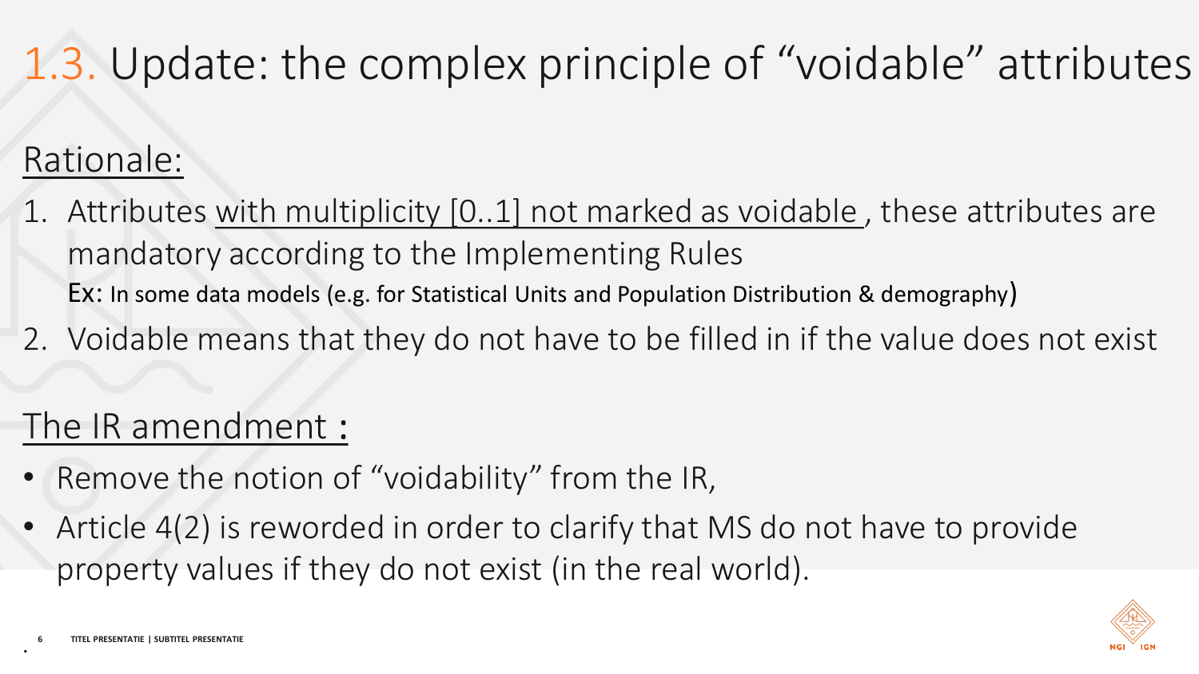# 1.3. Update: the complex principle of "voidable" attributes

## Rationale:

1. Attributes with multiplicity [0..1] not marked as voidable , these attributes are mandatory according to the Implementing Rules
   Ex: In some data models (e.g. for Statistical Units and Population Distribution & demography)
2. Voidable means that they do not have to be filled in if the value does not exist

## The IR amendment :

- Remove the notion of "voidability" from the IR,
- Article 4(2) is reworded in order to clarify that MS do not have to provide property values if they do not exist (in the real world).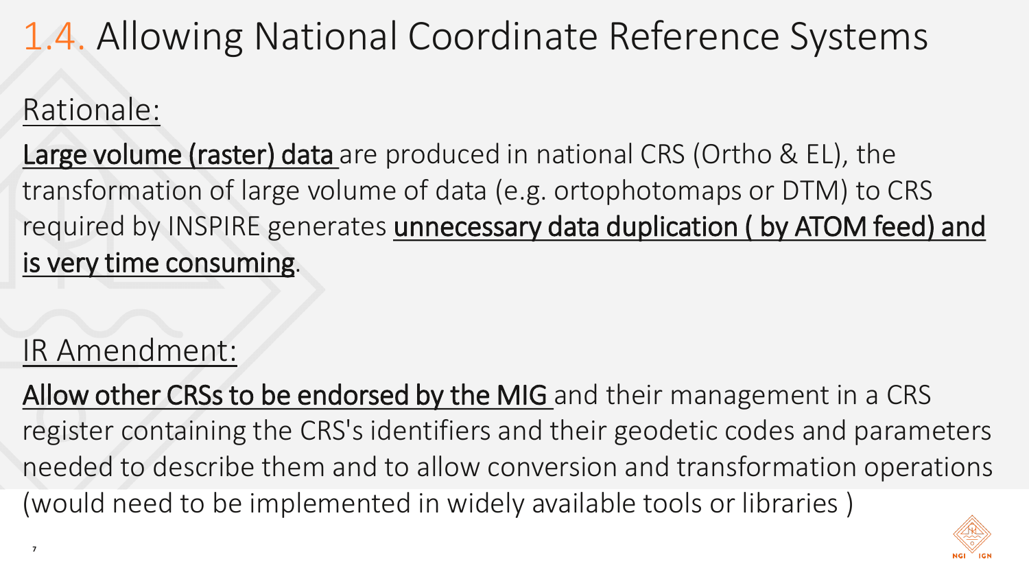# 1.4. Allowing National Coordinate Reference Systems

## Rationale:

**Large volume (raster) data** are produced in national CRS (Ortho & EL), the transformation of large volume of data (e.g. ortophotomaps or DTM) to CRS required by INSPIRE generates **unnecessary data duplication ( by ATOM feed) and is very time consuming**.

## IR Amendment:

**Allow other CRSs to be endorsed by the MIG** and their management in a CRS register containing the CRS's identifiers and their geodetic codes and parameters needed to describe them and to allow conversion and transformation operations (would need to be implemented in widely available tools or libraries )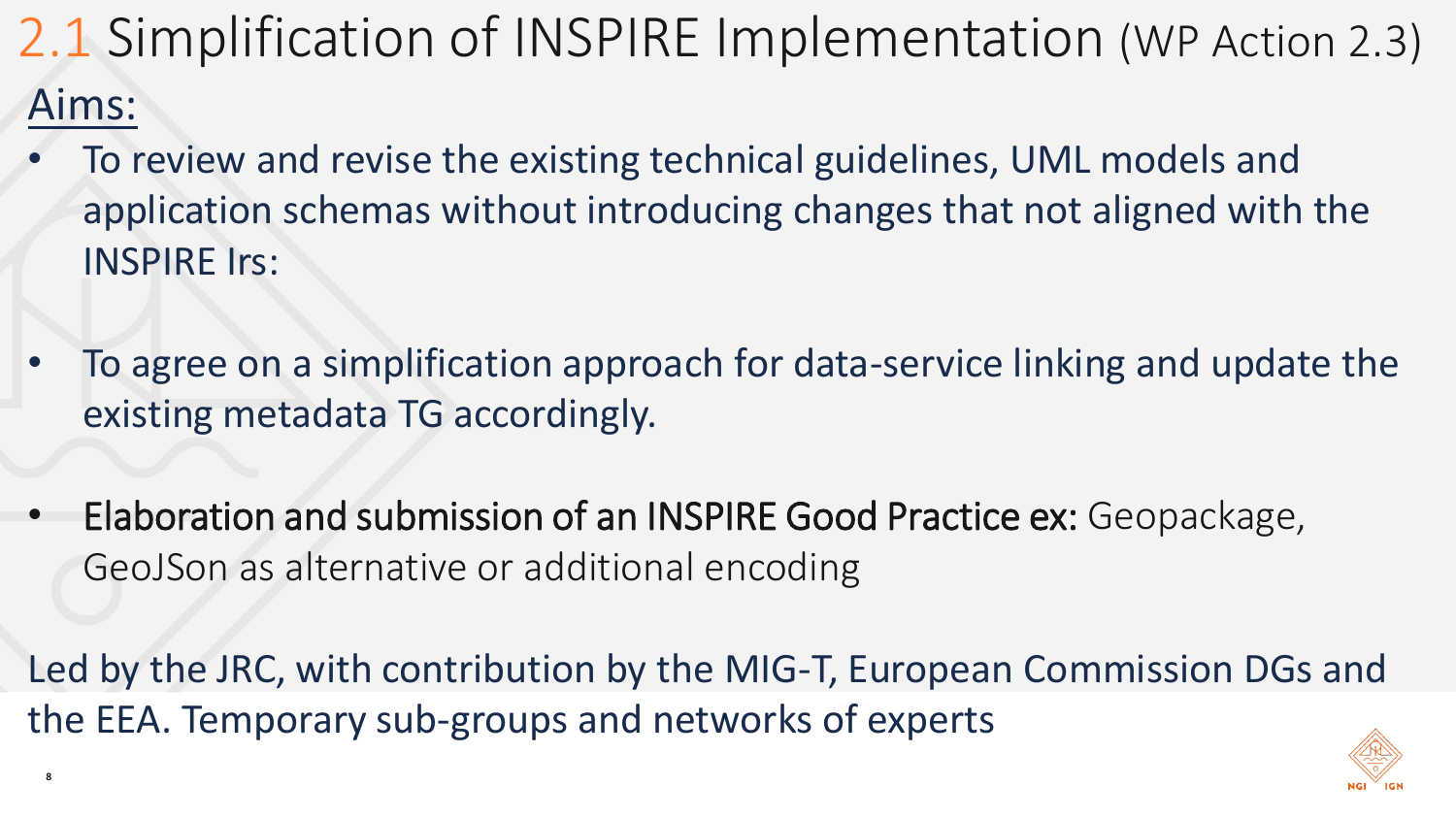# 2.1 Simplification of INSPIRE Implementation (WP Action 2.3)

## Aims:

- To review and revise the existing technical guidelines, UML models and application schemas without introducing changes that not aligned with the INSPIRE Irs:
- To agree on a simplification approach for data-service linking and update the existing metadata TG accordingly.
- Elaboration and submission of an INSPIRE Good Practice ex: Geopackage, GeoJSon as alternative or additional encoding

Led by the JRC, with contribution by the MIG-T, European Commission DGs and the EEA. Temporary sub-groups and networks of experts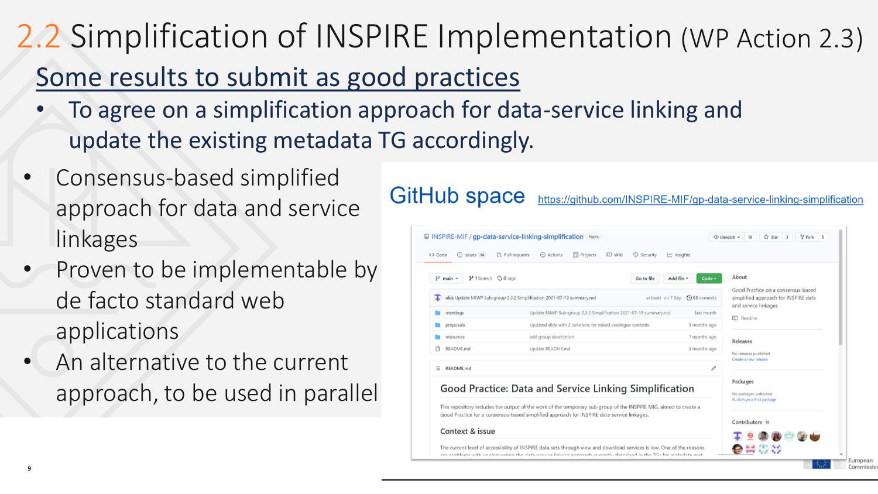# 2.2 Simplification of INSPIRE Implementation (WP Action 2.3)

## Some results to submit as good practices

- To agree on a simplification approach for data-service linking and update the existing metadata TG accordingly.

- Consensus-based simplified approach for data and service linkages
- Proven to be implementable by de facto standard web applications
- An alternative to the current approach, to be used in parallel

GitHub space https://github.com/INSPIRE-MIF/gp-data-service-linking-simplification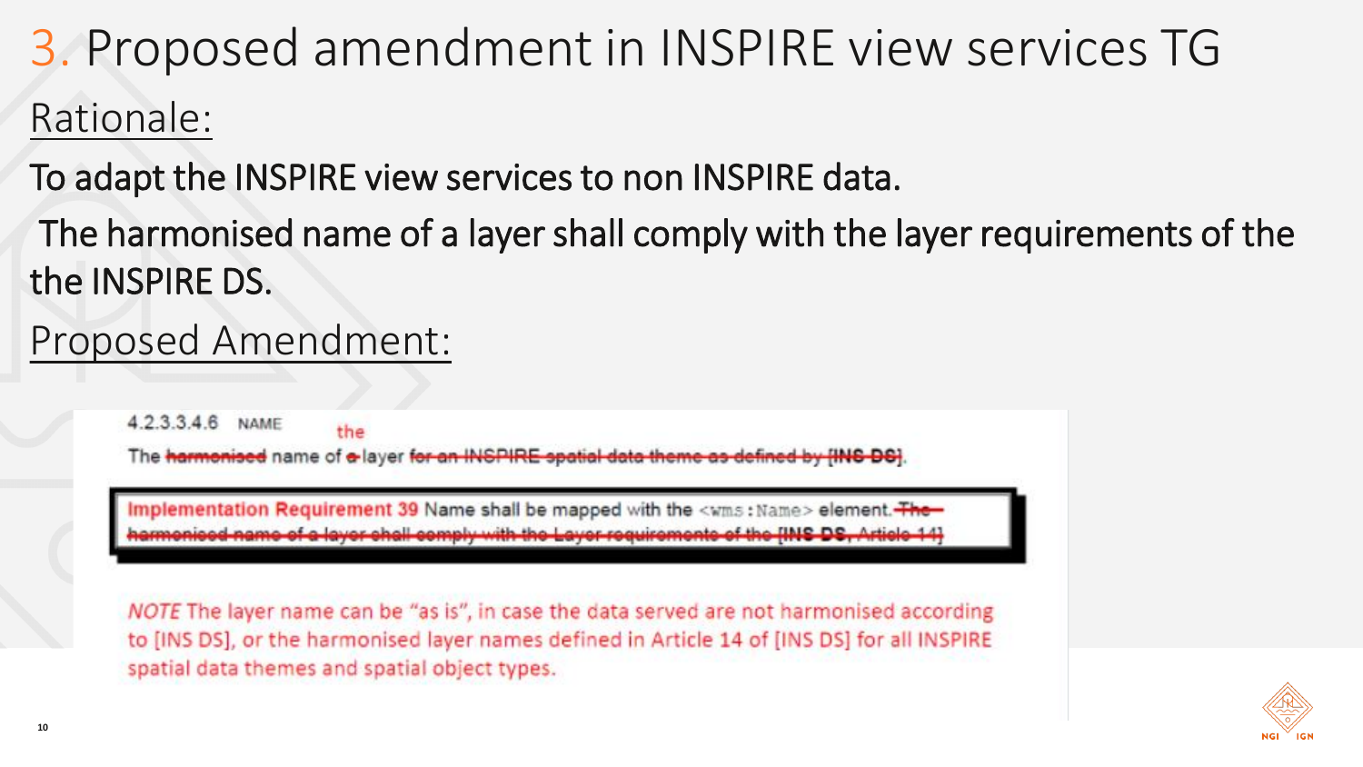# 3. Proposed amendment in INSPIRE view services TG

## Rationale:

To adapt the INSPIRE view services to non INSPIRE data.

The harmonised name of a layer shall comply with the layer requirements of the the INSPIRE DS.

## Proposed Amendment:

4.2.3.3.4.6 NAME

The ~~harmonised~~ name of ~~a~~ the layer ~~for an INSPIRE spatial data theme as defined by [INS DS]~~.

> **Implementation Requirement 39** Name shall be mapped with the `<wms:Name>` element. ~~The harmonised name of a layer shall comply with the Layer requirements of the [INS DS, Article 14]~~

*NOTE* The layer name can be "as is", in case the data served are not harmonised according to [INS DS], or the harmonised layer names defined in Article 14 of [INS DS] for all INSPIRE spatial data themes and spatial object types.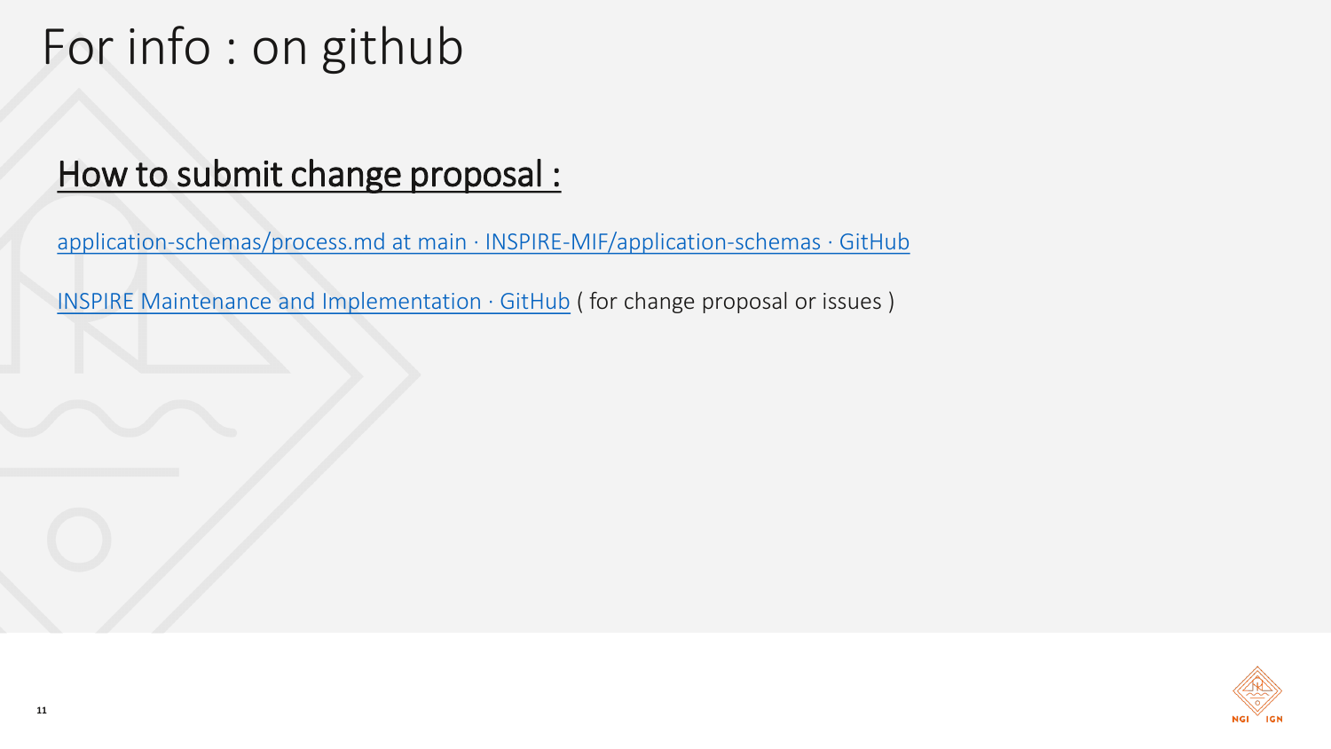# For info : on github

## How to submit change proposal :

application-schemas/process.md at main · INSPIRE-MIF/application-schemas · GitHub

INSPIRE Maintenance and Implementation · GitHub ( for change proposal or issues )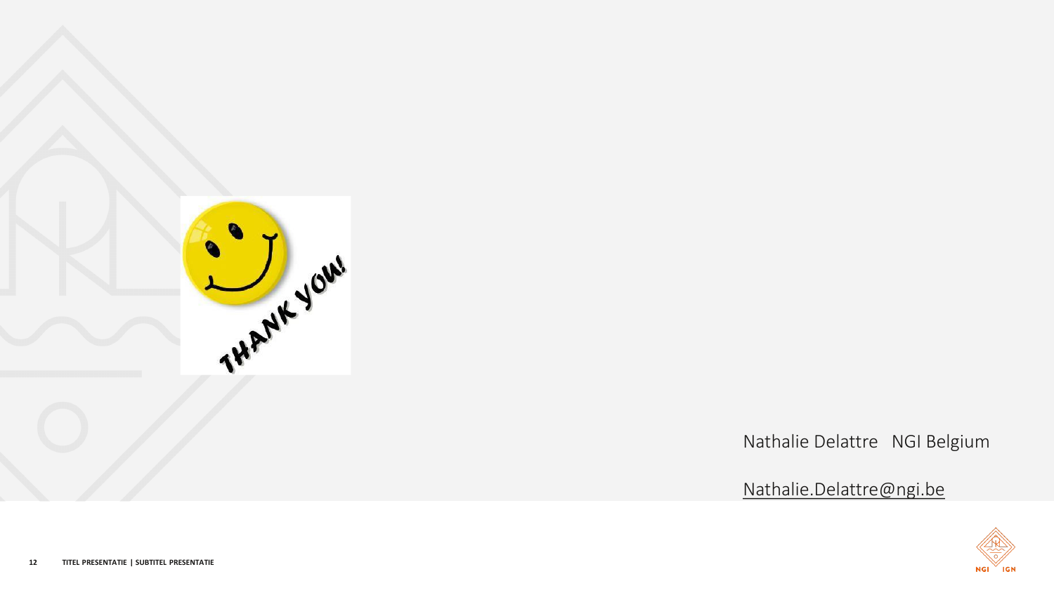Nathalie Delattre   NGI Belgium

Nathalie.Delattre@ngi.be